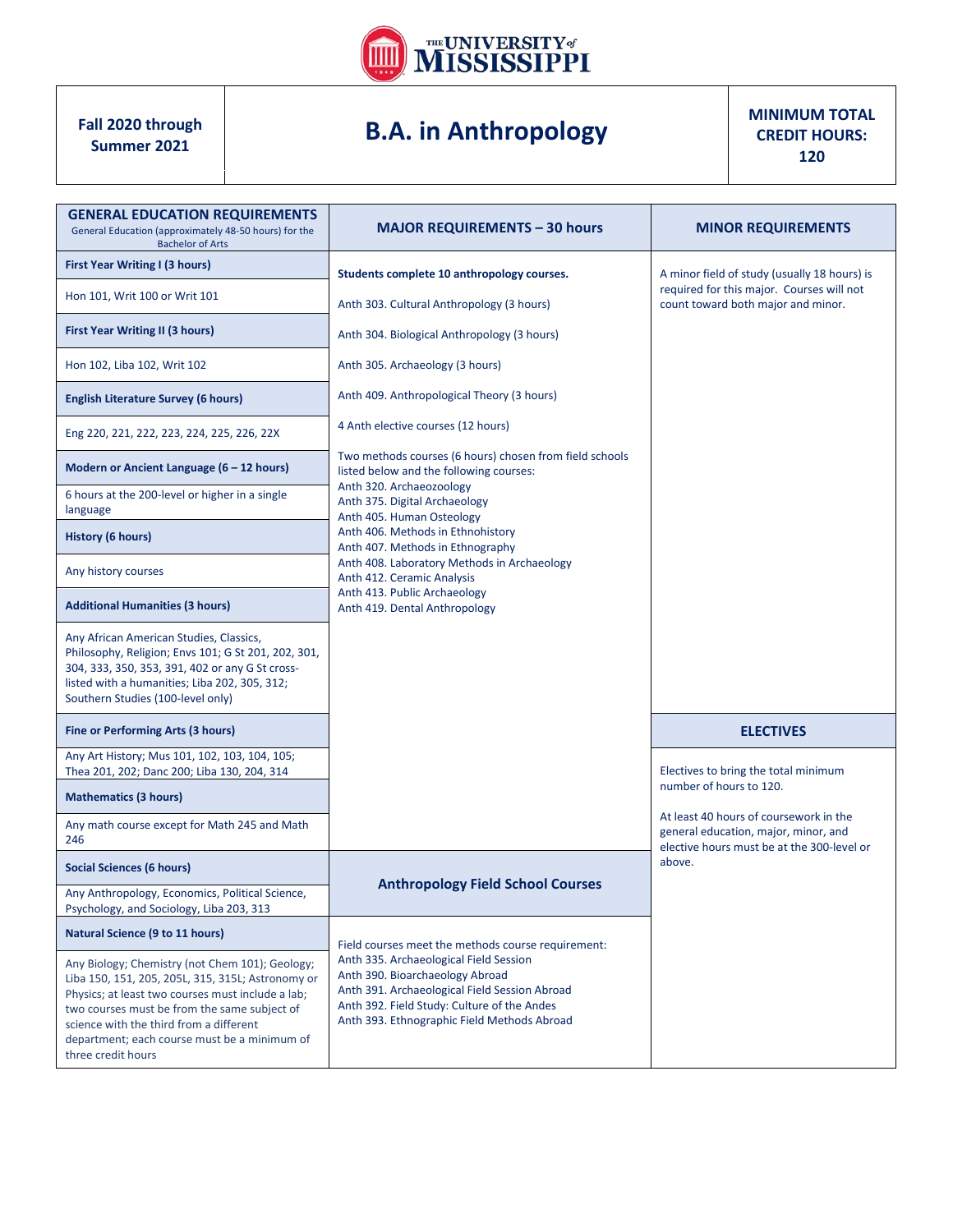THE UNIVERSITY of MISSISSIPPI

**Fall 2020 through Summer 2021**

# B.A. in Anthropology

**MINIMUM TOTAL CREDIT HOURS: 120**

## GENERAL EDUCATION REQUIREMENTS

General Education (approximately 48-50 hours) for the Bachelor of Arts

**First Year Writing I (3 hours)**

Hon 101, Writ 100 or Writ 101

**First Year Writing II (3 hours)**

Hon 102, Liba 102, Writ 102

**English Literature Survey (6 hours)**

Eng 220, 221, 222, 223, 224, 225, 226, 22X

**Modern or Ancient Language (6 – 12 hours)**

6 hours at the 200-level or higher in a single language

**History (6 hours)**

Any history courses

**Additional Humanities (3 hours)**

Any African American Studies, Classics, Philosophy, Religion; Envs 101; G St 201, 202, 301, 304, 333, 350, 353, 391, 402 or any G St cross-listed with a humanities; Liba 202, 305, 312; Southern Studies (100-level only)

**Fine or Performing Arts (3 hours)**

Any Art History; Mus 101, 102, 103, 104, 105; Thea 201, 202; Danc 200; Liba 130, 204, 314

**Mathematics (3 hours)**

Any math course except for Math 245 and Math 246

**Social Sciences (6 hours)**

Any Anthropology, Economics, Political Science, Psychology, and Sociology, Liba 203, 313

**Natural Science (9 to 11 hours)**

Any Biology; Chemistry (not Chem 101); Geology; Liba 150, 151, 205, 205L, 315, 315L; Astronomy or Physics; at least two courses must include a lab; two courses must be from the same subject of science with the third from a different department; each course must be a minimum of three credit hours

## MAJOR REQUIREMENTS – 30 hours

**Students complete 10 anthropology courses.**

Anth 303. Cultural Anthropology (3 hours)

Anth 304. Biological Anthropology (3 hours)

Anth 305. Archaeology (3 hours)

Anth 409. Anthropological Theory (3 hours)

4 Anth elective courses (12 hours)

Two methods courses (6 hours) chosen from field schools listed below and the following courses:
Anth 320. Archaeozoology
Anth 375. Digital Archaeology
Anth 405. Human Osteology
Anth 406. Methods in Ethnohistory
Anth 407. Methods in Ethnography
Anth 408. Laboratory Methods in Archaeology
Anth 412. Ceramic Analysis
Anth 413. Public Archaeology
Anth 419. Dental Anthropology

## Anthropology Field School Courses

Field courses meet the methods course requirement:
Anth 335. Archaeological Field Session
Anth 390. Bioarchaeology Abroad
Anth 391. Archaeological Field Session Abroad
Anth 392. Field Study: Culture of the Andes
Anth 393. Ethnographic Field Methods Abroad

## MINOR REQUIREMENTS

A minor field of study (usually 18 hours) is required for this major. Courses will not count toward both major and minor.

## ELECTIVES

Electives to bring the total minimum number of hours to 120.

At least 40 hours of coursework in the general education, major, minor, and elective hours must be at the 300-level or above.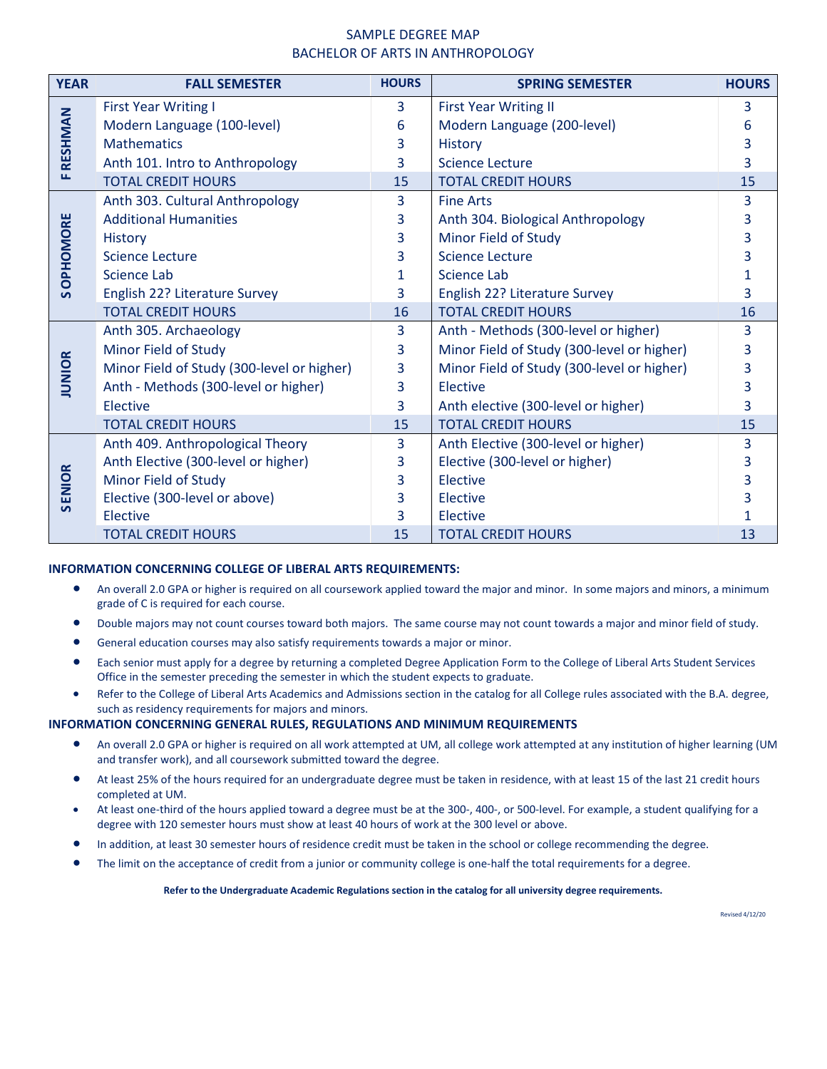# SAMPLE DEGREE MAP
## BACHELOR OF ARTS IN ANTHROPOLOGY

| YEAR | FALL SEMESTER | HOURS | SPRING SEMESTER | HOURS |
|---|---|---|---|---|
| FRESHMAN | First Year Writing I | 3 | First Year Writing II | 3 |
| | Modern Language (100-level) | 6 | Modern Language (200-level) | 6 |
| | Mathematics | 3 | History | 3 |
| | Anth 101. Intro to Anthropology | 3 | Science Lecture | 3 |
| | TOTAL CREDIT HOURS | 15 | TOTAL CREDIT HOURS | 15 |
| SOPHOMORE | Anth 303. Cultural Anthropology | 3 | Fine Arts | 3 |
| | Additional Humanities | 3 | Anth 304. Biological Anthropology | 3 |
| | History | 3 | Minor Field of Study | 3 |
| | Science Lecture | 3 | Science Lecture | 3 |
| | Science Lab | 1 | Science Lab | 1 |
| | English 22? Literature Survey | 3 | English 22? Literature Survey | 3 |
| | TOTAL CREDIT HOURS | 16 | TOTAL CREDIT HOURS | 16 |
| JUNIOR | Anth 305. Archaeology | 3 | Anth - Methods (300-level or higher) | 3 |
| | Minor Field of Study | 3 | Minor Field of Study (300-level or higher) | 3 |
| | Minor Field of Study (300-level or higher) | 3 | Minor Field of Study (300-level or higher) | 3 |
| | Anth - Methods (300-level or higher) | 3 | Elective | 3 |
| | Elective | 3 | Anth elective (300-level or higher) | 3 |
| | TOTAL CREDIT HOURS | 15 | TOTAL CREDIT HOURS | 15 |
| SENIOR | Anth 409. Anthropological Theory | 3 | Anth Elective (300-level or higher) | 3 |
| | Anth Elective (300-level or higher) | 3 | Elective (300-level or higher) | 3 |
| | Minor Field of Study | 3 | Elective | 3 |
| | Elective (300-level or above) | 3 | Elective | 3 |
| | Elective | 3 | Elective | 1 |
| | TOTAL CREDIT HOURS | 15 | TOTAL CREDIT HOURS | 13 |

**INFORMATION CONCERNING COLLEGE OF LIBERAL ARTS REQUIREMENTS:**

- An overall 2.0 GPA or higher is required on all coursework applied toward the major and minor. In some majors and minors, a minimum grade of C is required for each course.
- Double majors may not count courses toward both majors. The same course may not count towards a major and minor field of study.
- General education courses may also satisfy requirements towards a major or minor.
- Each senior must apply for a degree by returning a completed Degree Application Form to the College of Liberal Arts Student Services Office in the semester preceding the semester in which the student expects to graduate.
- Refer to the College of Liberal Arts Academics and Admissions section in the catalog for all College rules associated with the B.A. degree, such as residency requirements for majors and minors.

**INFORMATION CONCERNING GENERAL RULES, REGULATIONS AND MINIMUM REQUIREMENTS**

- An overall 2.0 GPA or higher is required on all work attempted at UM, all college work attempted at any institution of higher learning (UM and transfer work), and all coursework submitted toward the degree.
- At least 25% of the hours required for an undergraduate degree must be taken in residence, with at least 15 of the last 21 credit hours completed at UM.
- At least one-third of the hours applied toward a degree must be at the 300-, 400-, or 500-level. For example, a student qualifying for a degree with 120 semester hours must show at least 40 hours of work at the 300 level or above.
- In addition, at least 30 semester hours of residence credit must be taken in the school or college recommending the degree.
- The limit on the acceptance of credit from a junior or community college is one-half the total requirements for a degree.

**Refer to the Undergraduate Academic Regulations section in the catalog for all university degree requirements.**

Revised 4/12/20